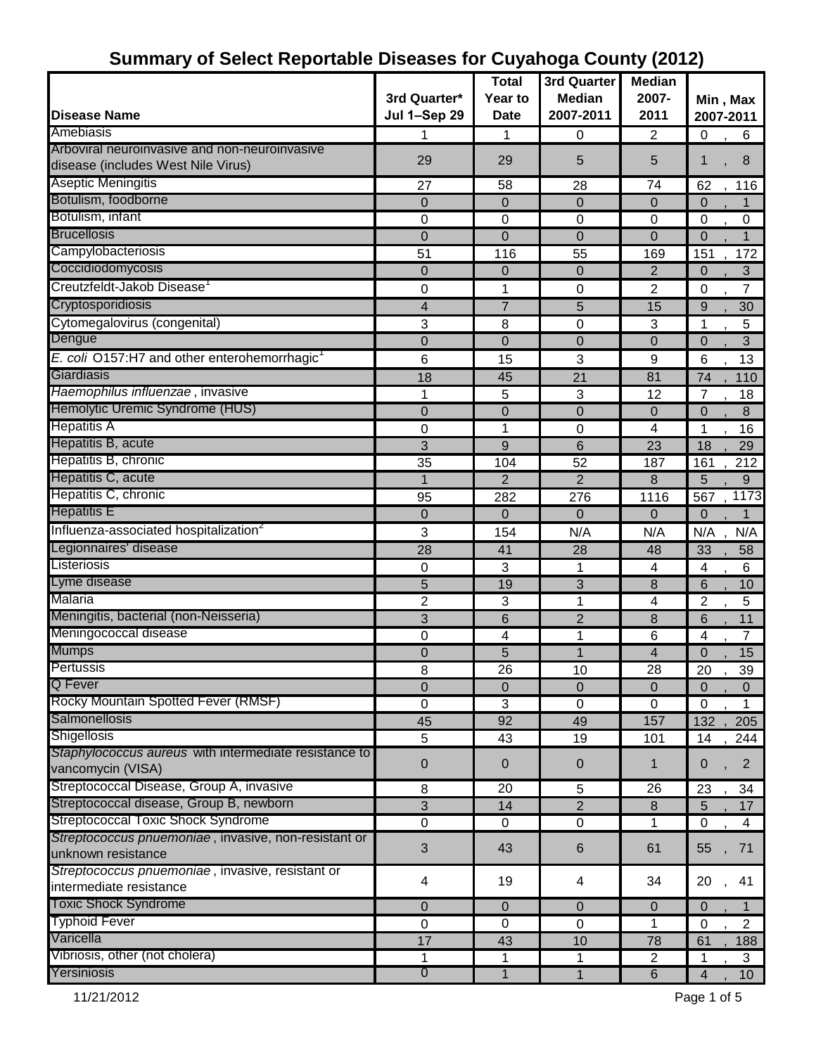# Summary of Select Reportable Diseases for Cuyahoga County (2012)

| Disease Name | 3rd Quarter* Jul 1–Sep 29 | Total Year to Date | 3rd Quarter Median 2007-2011 | Median 2007-2011 | Min , Max 2007-2011 |
|---|---|---|---|---|---|
| Amebiasis | 1 | 1 | 0 | 2 | 0 , 6 |
| Arboviral neuroinvasive and non-neuroinvasive disease (includes West Nile Virus) | 29 | 29 | 5 | 5 | 1 , 8 |
| Aseptic Meningitis | 27 | 58 | 28 | 74 | 62 , 116 |
| Botulism, foodborne | 0 | 0 | 0 | 0 | 0 , 1 |
| Botulism, infant | 0 | 0 | 0 | 0 | 0 , 0 |
| Brucellosis | 0 | 0 | 0 | 0 | 0 , 1 |
| Campylobacteriosis | 51 | 116 | 55 | 169 | 151 , 172 |
| Coccidiodomycosis | 0 | 0 | 0 | 2 | 0 , 3 |
| Creutzfeldt-Jakob Disease[1] | 0 | 1 | 0 | 2 | 0 , 7 |
| Cryptosporidiosis | 4 | 7 | 5 | 15 | 9 , 30 |
| Cytomegalovirus (congenital) | 3 | 8 | 0 | 3 | 1 , 5 |
| Dengue | 0 | 0 | 0 | 0 | 0 , 3 |
| *E. coli* O157:H7 and other enterohemorrhagic[1] | 6 | 15 | 3 | 9 | 6 , 13 |
| Giardiasis | 18 | 45 | 21 | 81 | 74 , 110 |
| *Haemophilus influenzae* , invasive | 1 | 5 | 3 | 12 | 7 , 18 |
| Hemolytic Uremic Syndrome (HUS) | 0 | 0 | 0 | 0 | 0 , 8 |
| Hepatitis A | 0 | 1 | 0 | 4 | 1 , 16 |
| Hepatitis B, acute | 3 | 9 | 6 | 23 | 18 , 29 |
| Hepatitis B, chronic | 35 | 104 | 52 | 187 | 161 , 212 |
| Hepatitis C, acute | 1 | 2 | 2 | 8 | 5 , 9 |
| Hepatitis C, chronic | 95 | 282 | 276 | 1116 | 567 , 1173 |
| Hepatitis E | 0 | 0 | 0 | 0 | 0 , 1 |
| Influenza-associated hospitalization[2] | 3 | 154 | N/A | N/A | N/A , N/A |
| Legionnaires' disease | 28 | 41 | 28 | 48 | 33 , 58 |
| Listeriosis | 0 | 3 | 1 | 4 | 4 , 6 |
| Lyme disease | 5 | 19 | 3 | 8 | 6 , 10 |
| Malaria | 2 | 3 | 1 | 4 | 2 , 5 |
| Meningitis, bacterial (non-Neisseria) | 3 | 6 | 2 | 8 | 6 , 11 |
| Meningococcal disease | 0 | 4 | 1 | 6 | 4 , 7 |
| Mumps | 0 | 5 | 1 | 4 | 0 , 15 |
| Pertussis | 8 | 26 | 10 | 28 | 20 , 39 |
| Q Fever | 0 | 0 | 0 | 0 | 0 , 0 |
| Rocky Mountain Spotted Fever (RMSF) | 0 | 3 | 0 | 0 | 0 , 1 |
| Salmonellosis | 45 | 92 | 49 | 157 | 132 , 205 |
| Shigellosis | 5 | 43 | 19 | 101 | 14 , 244 |
| *Staphylococcus aureus* with intermediate resistance to vancomycin (VISA) | 0 | 0 | 0 | 1 | 0 , 2 |
| Streptococcal Disease, Group A, invasive | 8 | 20 | 5 | 26 | 23 , 34 |
| Streptococcal disease, Group B, newborn | 3 | 14 | 2 | 8 | 5 , 17 |
| Streptococcal Toxic Shock Syndrome | 0 | 0 | 0 | 1 | 0 , 4 |
| *Streptococcus pnuemoniae* , invasive, non-resistant or unknown resistance | 3 | 43 | 6 | 61 | 55 , 71 |
| *Streptococcus pnuemoniae* , invasive, resistant or intermediate resistance | 4 | 19 | 4 | 34 | 20 , 41 |
| Toxic Shock Syndrome | 0 | 0 | 0 | 0 | 0 , 1 |
| Typhoid Fever | 0 | 0 | 0 | 1 | 0 , 2 |
| Varicella | 17 | 43 | 10 | 78 | 61 , 188 |
| Vibriosis, other (not cholera) | 1 | 1 | 1 | 2 | 1 , 3 |
| Yersiniosis | 0 | 1 | 1 | 6 | 4 , 10 |

11/21/2012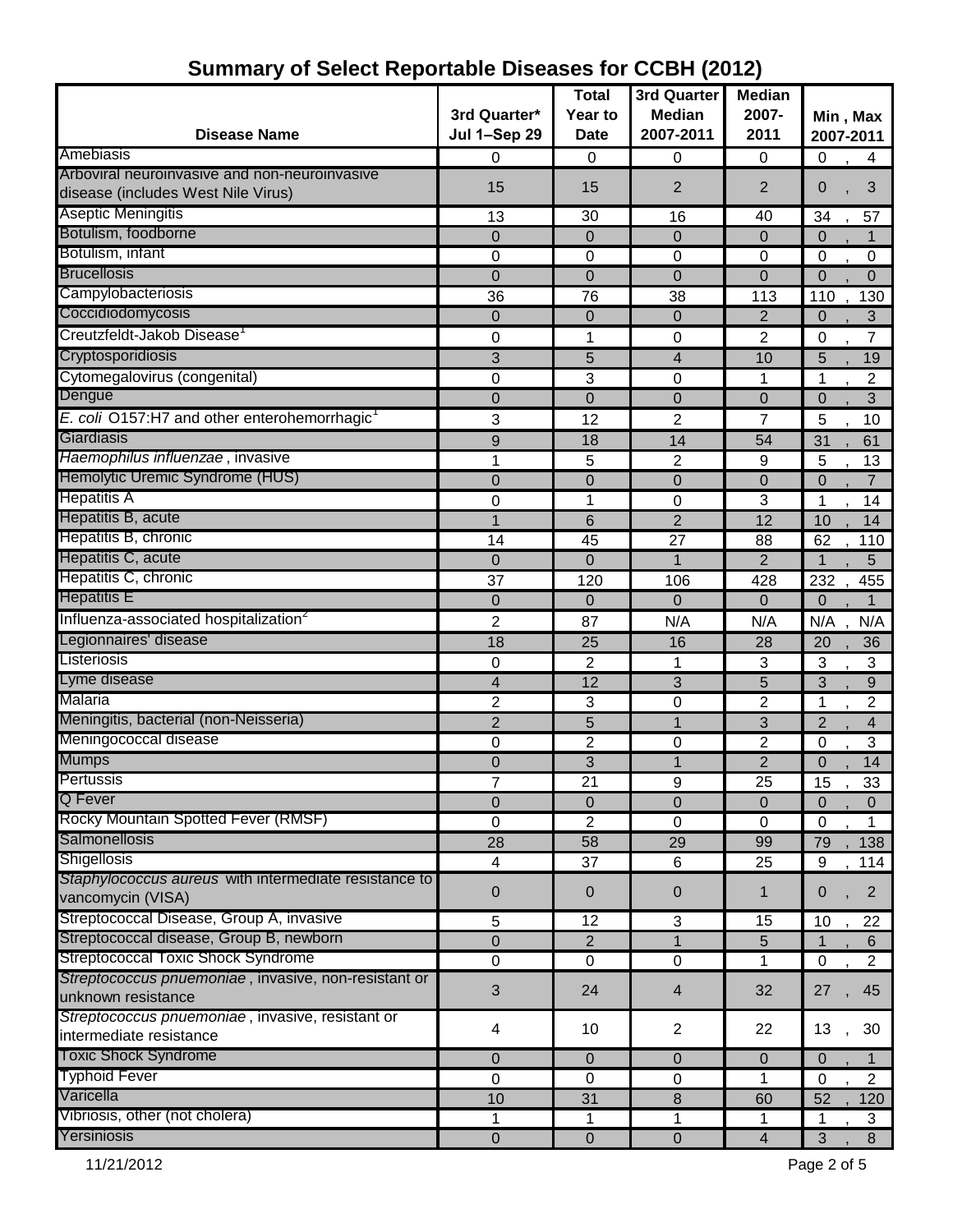# Summary of Select Reportable Diseases for CCBH (2012)

| Disease Name | 3rd Quarter* Jul 1–Sep 29 | Total Year to Date | 3rd Quarter Median 2007-2011 | Median 2007-2011 | Min , Max 2007-2011 |
|---|---|---|---|---|---|
| Amebiasis | 0 | 0 | 0 | 0 | 0 , 4 |
| Arboviral neuroinvasive and non-neuroinvasive disease (includes West Nile Virus) | 15 | 15 | 2 | 2 | 0 , 3 |
| Aseptic Meningitis | 13 | 30 | 16 | 40 | 34 , 57 |
| Botulism, foodborne | 0 | 0 | 0 | 0 | 0 , 1 |
| Botulism, infant | 0 | 0 | 0 | 0 | 0 , 0 |
| Brucellosis | 0 | 0 | 0 | 0 | 0 , 0 |
| Campylobacteriosis | 36 | 76 | 38 | 113 | 110 , 130 |
| Coccidiodomycosis | 0 | 0 | 0 | 2 | 0 , 3 |
| Creutzfeldt-Jakob Disease[1] | 0 | 1 | 0 | 2 | 0 , 7 |
| Cryptosporidiosis | 3 | 5 | 4 | 10 | 5 , 19 |
| Cytomegalovirus (congenital) | 0 | 3 | 0 | 1 | 1 , 2 |
| Dengue | 0 | 0 | 0 | 0 | 0 , 3 |
| *E. coli* O157:H7 and other enterohemorrhagic[1] | 3 | 12 | 2 | 7 | 5 , 10 |
| Giardiasis | 9 | 18 | 14 | 54 | 31 , 61 |
| *Haemophilus influenzae* , invasive | 1 | 5 | 2 | 9 | 5 , 13 |
| Hemolytic Uremic Syndrome (HUS) | 0 | 0 | 0 | 0 | 0 , 7 |
| Hepatitis A | 0 | 1 | 0 | 3 | 1 , 14 |
| Hepatitis B, acute | 1 | 6 | 2 | 12 | 10 , 14 |
| Hepatitis B, chronic | 14 | 45 | 27 | 88 | 62 , 110 |
| Hepatitis C, acute | 0 | 0 | 1 | 2 | 1 , 5 |
| Hepatitis C, chronic | 37 | 120 | 106 | 428 | 232 , 455 |
| Hepatitis E | 0 | 0 | 0 | 0 | 0 , 1 |
| Influenza-associated hospitalization[2] | 2 | 87 | N/A | N/A | N/A , N/A |
| Legionnaires' disease | 18 | 25 | 16 | 28 | 20 , 36 |
| Listeriosis | 0 | 2 | 1 | 3 | 3 , 3 |
| Lyme disease | 4 | 12 | 3 | 5 | 3 , 9 |
| Malaria | 2 | 3 | 0 | 2 | 1 , 2 |
| Meningitis, bacterial (non-Neisseria) | 2 | 5 | 1 | 3 | 2 , 4 |
| Meningococcal disease | 0 | 2 | 0 | 2 | 0 , 3 |
| Mumps | 0 | 3 | 1 | 2 | 0 , 14 |
| Pertussis | 7 | 21 | 9 | 25 | 15 , 33 |
| Q Fever | 0 | 0 | 0 | 0 | 0 , 0 |
| Rocky Mountain Spotted Fever (RMSF) | 0 | 2 | 0 | 0 | 0 , 1 |
| Salmonellosis | 28 | 58 | 29 | 99 | 79 , 138 |
| Shigellosis | 4 | 37 | 6 | 25 | 9 , 114 |
| *Staphylococcus aureus* with intermediate resistance to vancomycin (VISA) | 0 | 0 | 0 | 1 | 0 , 2 |
| Streptococcal Disease, Group A, invasive | 5 | 12 | 3 | 15 | 10 , 22 |
| Streptococcal disease, Group B, newborn | 0 | 2 | 1 | 5 | 1 , 6 |
| Streptococcal Toxic Shock Syndrome | 0 | 0 | 0 | 1 | 0 , 2 |
| *Streptococcus pnuemoniae* , invasive, non-resistant or unknown resistance | 3 | 24 | 4 | 32 | 27 , 45 |
| *Streptococcus pnuemoniae* , invasive, resistant or intermediate resistance | 4 | 10 | 2 | 22 | 13 , 30 |
| Toxic Shock Syndrome | 0 | 0 | 0 | 0 | 0 , 1 |
| Typhoid Fever | 0 | 0 | 0 | 1 | 0 , 2 |
| Varicella | 10 | 31 | 8 | 60 | 52 , 120 |
| Vibriosis, other (not cholera) | 1 | 1 | 1 | 1 | 1 , 3 |
| Yersiniosis | 0 | 0 | 0 | 4 | 3 , 8 |

11/21/2012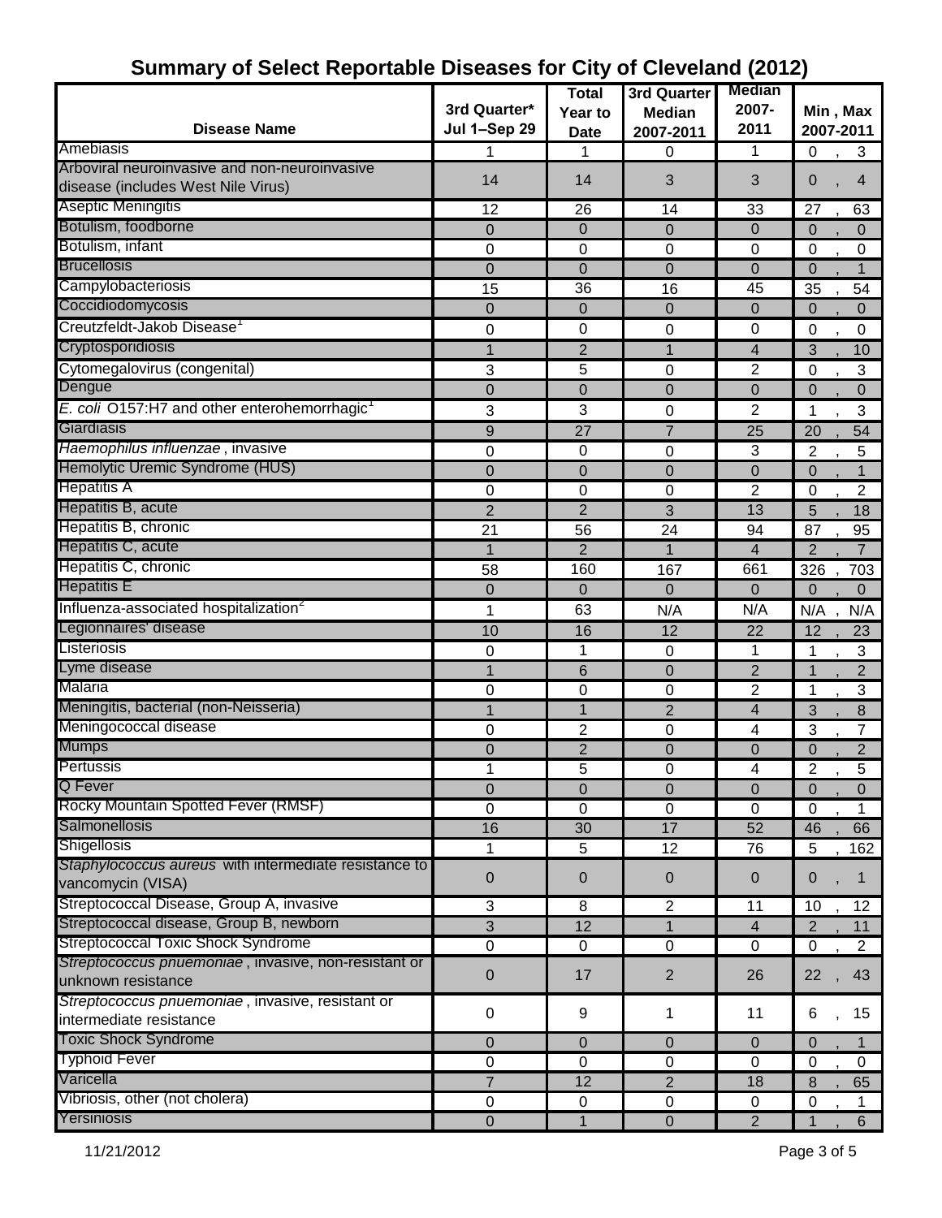# Summary of Select Reportable Diseases for City of Cleveland (2012)

| Disease Name | 3rd Quarter* Jul 1–Sep 29 | Total Year to Date | 3rd Quarter Median 2007-2011 | Median 2007-2011 | Min , Max 2007-2011 |
|---|---|---|---|---|---|
| Amebiasis | 1 | 1 | 0 | 1 | 0 , 3 |
| Arboviral neuroinvasive and non-neuroinvasive disease (includes West Nile Virus) | 14 | 14 | 3 | 3 | 0 , 4 |
| Aseptic Meningitis | 12 | 26 | 14 | 33 | 27 , 63 |
| Botulism, foodborne | 0 | 0 | 0 | 0 | 0 , 0 |
| Botulism, infant | 0 | 0 | 0 | 0 | 0 , 0 |
| Brucellosis | 0 | 0 | 0 | 0 | 0 , 1 |
| Campylobacteriosis | 15 | 36 | 16 | 45 | 35 , 54 |
| Coccidiodomycosis | 0 | 0 | 0 | 0 | 0 , 0 |
| Creutzfeldt-Jakob Disease[1] | 0 | 0 | 0 | 0 | 0 , 0 |
| Cryptosporidiosis | 1 | 2 | 1 | 4 | 3 , 10 |
| Cytomegalovirus (congenital) | 3 | 5 | 0 | 2 | 0 , 3 |
| Dengue | 0 | 0 | 0 | 0 | 0 , 0 |
| *E. coli* O157:H7 and other enterohemorrhagic[1] | 3 | 3 | 0 | 2 | 1 , 3 |
| Giardiasis | 9 | 27 | 7 | 25 | 20 , 54 |
| *Haemophilus influenzae* , invasive | 0 | 0 | 0 | 3 | 2 , 5 |
| Hemolytic Uremic Syndrome (HUS) | 0 | 0 | 0 | 0 | 0 , 1 |
| Hepatitis A | 0 | 0 | 0 | 2 | 0 , 2 |
| Hepatitis B, acute | 2 | 2 | 3 | 13 | 5 , 18 |
| Hepatitis B, chronic | 21 | 56 | 24 | 94 | 87 , 95 |
| Hepatitis C, acute | 1 | 2 | 1 | 4 | 2 , 7 |
| Hepatitis C, chronic | 58 | 160 | 167 | 661 | 326 , 703 |
| Hepatitis E | 0 | 0 | 0 | 0 | 0 , 0 |
| Influenza-associated hospitalization[2] | 1 | 63 | N/A | N/A | N/A , N/A |
| Legionnaires' disease | 10 | 16 | 12 | 22 | 12 , 23 |
| Listeriosis | 0 | 1 | 0 | 1 | 1 , 3 |
| Lyme disease | 1 | 6 | 0 | 2 | 1 , 2 |
| Malaria | 0 | 0 | 0 | 2 | 1 , 3 |
| Meningitis, bacterial (non-Neisseria) | 1 | 1 | 2 | 4 | 3 , 8 |
| Meningococcal disease | 0 | 2 | 0 | 4 | 3 , 7 |
| Mumps | 0 | 2 | 0 | 0 | 0 , 2 |
| Pertussis | 1 | 5 | 0 | 4 | 2 , 5 |
| Q Fever | 0 | 0 | 0 | 0 | 0 , 0 |
| Rocky Mountain Spotted Fever (RMSF) | 0 | 0 | 0 | 0 | 0 , 1 |
| Salmonellosis | 16 | 30 | 17 | 52 | 46 , 66 |
| Shigellosis | 1 | 5 | 12 | 76 | 5 , 162 |
| *Staphylococcus aureus* with intermediate resistance to vancomycin (VISA) | 0 | 0 | 0 | 0 | 0 , 1 |
| Streptococcal Disease, Group A, invasive | 3 | 8 | 2 | 11 | 10 , 12 |
| Streptococcal disease, Group B, newborn | 3 | 12 | 1 | 4 | 2 , 11 |
| Streptococcal Toxic Shock Syndrome | 0 | 0 | 0 | 0 | 0 , 2 |
| *Streptococcus pnuemoniae* , invasive, non-resistant or unknown resistance | 0 | 17 | 2 | 26 | 22 , 43 |
| *Streptococcus pnuemoniae* , invasive, resistant or intermediate resistance | 0 | 9 | 1 | 11 | 6 , 15 |
| Toxic Shock Syndrome | 0 | 0 | 0 | 0 | 0 , 1 |
| Typhoid Fever | 0 | 0 | 0 | 0 | 0 , 0 |
| Varicella | 7 | 12 | 2 | 18 | 8 , 65 |
| Vibriosis, other (not cholera) | 0 | 0 | 0 | 0 | 0 , 1 |
| Yersiniosis | 0 | 1 | 0 | 2 | 1 , 6 |

11/21/2012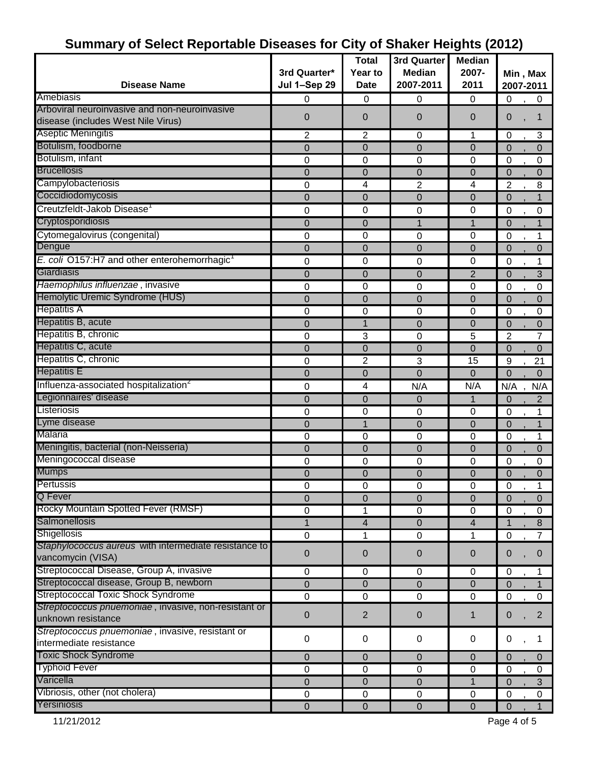# Summary of Select Reportable Diseases for City of Shaker Heights (2012)

| Disease Name | 3rd Quarter* Jul 1–Sep 29 | Total Year to Date | 3rd Quarter Median 2007-2011 | Median 2007-2011 | Min , Max 2007-2011 |
|---|---|---|---|---|---|
| Amebiasis | 0 | 0 | 0 | 0 | 0 , 0 |
| Arboviral neuroinvasive and non-neuroinvasive disease (includes West Nile Virus) | 0 | 0 | 0 | 0 | 0 , 1 |
| Aseptic Meningitis | 2 | 2 | 0 | 1 | 0 , 3 |
| Botulism, foodborne | 0 | 0 | 0 | 0 | 0 , 0 |
| Botulism, infant | 0 | 0 | 0 | 0 | 0 , 0 |
| Brucellosis | 0 | 0 | 0 | 0 | 0 , 0 |
| Campylobacteriosis | 0 | 4 | 2 | 4 | 2 , 8 |
| Coccidiodomycosis | 0 | 0 | 0 | 0 | 0 , 1 |
| Creutzfeldt-Jakob Disease[1] | 0 | 0 | 0 | 0 | 0 , 0 |
| Cryptosporidiosis | 0 | 0 | 1 | 1 | 0 , 1 |
| Cytomegalovirus (congenital) | 0 | 0 | 0 | 0 | 0 , 1 |
| Dengue | 0 | 0 | 0 | 0 | 0 , 0 |
| *E. coli* O157:H7 and other enterohemorrhagic[1] | 0 | 0 | 0 | 0 | 0 , 1 |
| Giardiasis | 0 | 0 | 0 | 2 | 0 , 3 |
| *Haemophilus influenzae* , invasive | 0 | 0 | 0 | 0 | 0 , 0 |
| Hemolytic Uremic Syndrome (HUS) | 0 | 0 | 0 | 0 | 0 , 0 |
| Hepatitis A | 0 | 0 | 0 | 0 | 0 , 0 |
| Hepatitis B, acute | 0 | 1 | 0 | 0 | 0 , 0 |
| Hepatitis B, chronic | 0 | 3 | 0 | 5 | 2 7 |
| Hepatitis C, acute | 0 | 0 | 0 | 0 | 0 , 0 |
| Hepatitis C, chronic | 0 | 2 | 3 | 15 | 9 , 21 |
| Hepatitis E | 0 | 0 | 0 | 0 | 0 , 0 |
| Influenza-associated hospitalization[2] | 0 | 4 | N/A | N/A | N/A , N/A |
| Legionnaires' disease | 0 | 0 | 0 | 1 | 0 , 2 |
| Listeriosis | 0 | 0 | 0 | 0 | 0 , 1 |
| Lyme disease | 0 | 1 | 0 | 0 | 0 , 1 |
| Malaria | 0 | 0 | 0 | 0 | 0 , 1 |
| Meningitis, bacterial (non-Neisseria) | 0 | 0 | 0 | 0 | 0 , 0 |
| Meningococcal disease | 0 | 0 | 0 | 0 | 0 , 0 |
| Mumps | 0 | 0 | 0 | 0 | 0 , 0 |
| Pertussis | 0 | 0 | 0 | 0 | 0 , 1 |
| Q Fever | 0 | 0 | 0 | 0 | 0 , 0 |
| Rocky Mountain Spotted Fever (RMSF) | 0 | 1 | 0 | 0 | 0 , 0 |
| Salmonellosis | 1 | 4 | 0 | 4 | 1 , 8 |
| Shigellosis | 0 | 1 | 0 | 1 | 0 , 7 |
| *Staphylococcus aureus* with intermediate resistance to vancomycin (VISA) | 0 | 0 | 0 | 0 | 0 , 0 |
| Streptococcal Disease, Group A, invasive | 0 | 0 | 0 | 0 | 0 , 1 |
| Streptococcal disease, Group B, newborn | 0 | 0 | 0 | 0 | 0 , 1 |
| Streptococcal Toxic Shock Syndrome | 0 | 0 | 0 | 0 | 0 , 0 |
| *Streptococcus pnuemoniae* , invasive, non-resistant or unknown resistance | 0 | 2 | 0 | 1 | 0 , 2 |
| *Streptococcus pnuemoniae* , invasive, resistant or intermediate resistance | 0 | 0 | 0 | 0 | 0 , 1 |
| Toxic Shock Syndrome | 0 | 0 | 0 | 0 | 0 , 0 |
| Typhoid Fever | 0 | 0 | 0 | 0 | 0 , 0 |
| Varicella | 0 | 0 | 0 | 1 | 0 , 3 |
| Vibriosis, other (not cholera) | 0 | 0 | 0 | 0 | 0 , 0 |
| Yersiniosis | 0 | 0 | 0 | 0 | 0 , 1 |

11/21/2012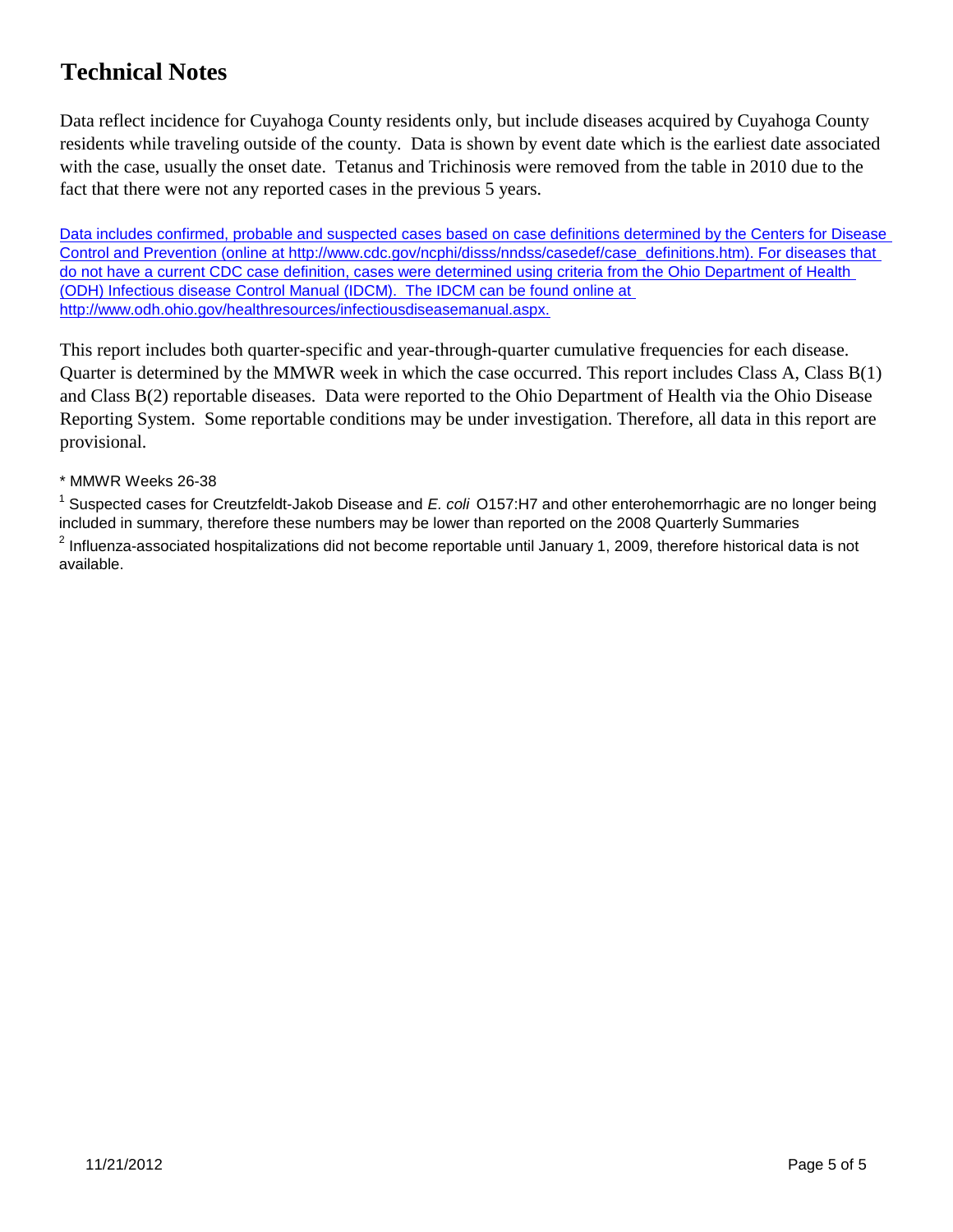# Technical Notes

Data reflect incidence for Cuyahoga County residents only, but include diseases acquired by Cuyahoga County residents while traveling outside of the county. Data is shown by event date which is the earliest date associated with the case, usually the onset date. Tetanus and Trichinosis were removed from the table in 2010 due to the fact that there were not any reported cases in the previous 5 years.

Data includes confirmed, probable and suspected cases based on case definitions determined by the Centers for Disease Control and Prevention (online at http://www.cdc.gov/ncphi/disss/nndss/casedef/case_definitions.htm). For diseases that do not have a current CDC case definition, cases were determined using criteria from the Ohio Department of Health (ODH) Infectious disease Control Manual (IDCM). The IDCM can be found online at http://www.odh.ohio.gov/healthresources/infectiousdiseasemanual.aspx.

This report includes both quarter-specific and year-through-quarter cumulative frequencies for each disease. Quarter is determined by the MMWR week in which the case occurred. This report includes Class A, Class B(1) and Class B(2) reportable diseases. Data were reported to the Ohio Department of Health via the Ohio Disease Reporting System. Some reportable conditions may be under investigation. Therefore, all data in this report are provisional.

\* MMWR Weeks 26-38

[1] Suspected cases for Creutzfeldt-Jakob Disease and *E. coli* O157:H7 and other enterohemorrhagic are no longer being included in summary, therefore these numbers may be lower than reported on the 2008 Quarterly Summaries

[2] Influenza-associated hospitalizations did not become reportable until January 1, 2009, therefore historical data is not available.